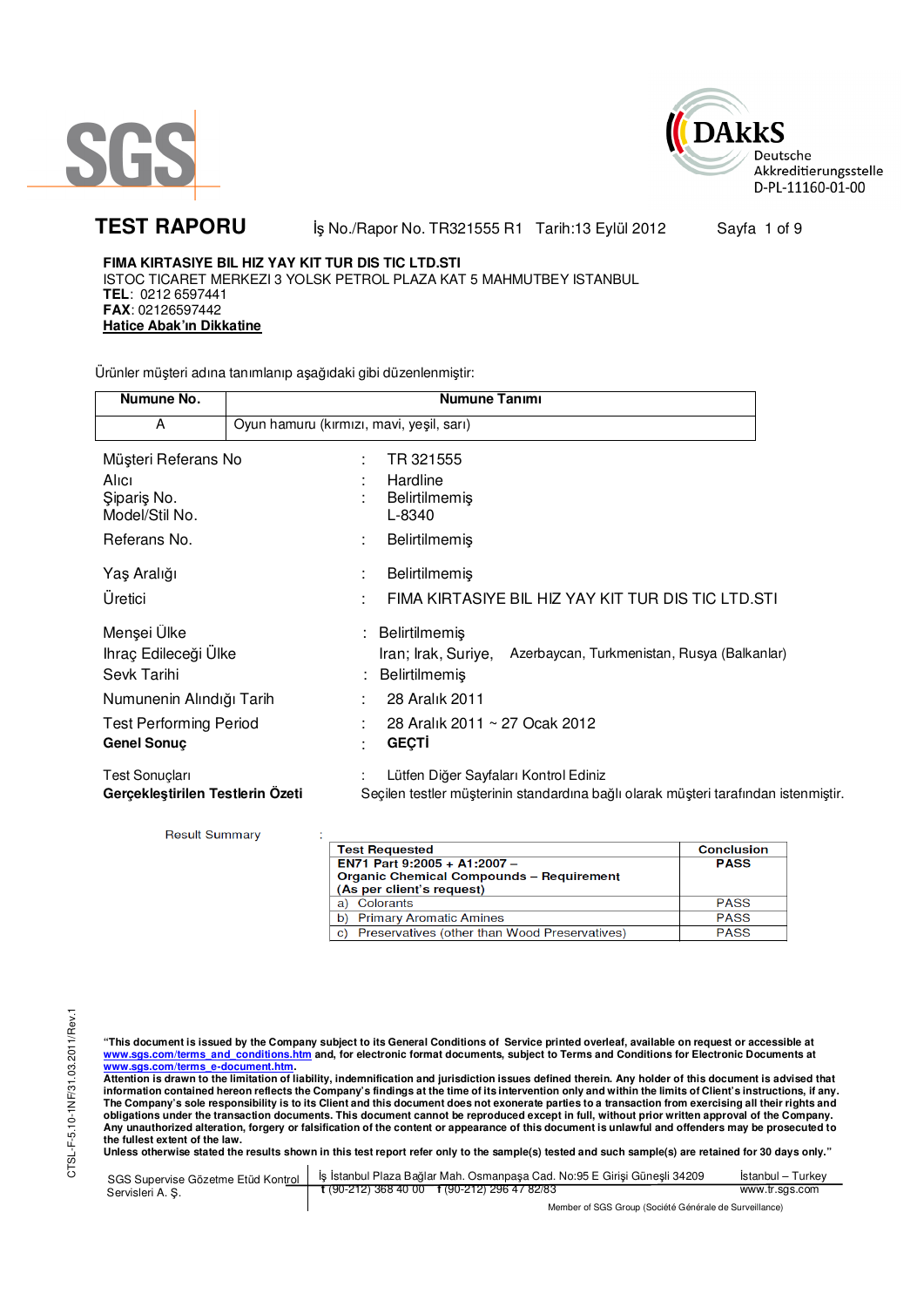SGS

DAkkS Deutsche Akkreditierungsstelle D-PL-11160-01-00

# TEST RAPORU

İş No./Rapor No. TR321555 R1 Tarih:13 Eylül 2012

**FIMA KIRTASIYE BIL HIZ YAY KIT TUR DIS TIC LTD.STI**
ISTOC TICARET MERKEZI 3 YOLSK PETROL PLAZA KAT 5 MAHMUTBEY ISTANBUL
**TEL**: 0212 6597441
**FAX**: 02126597442
**Hatice Abak'ın Dikkatine**

Ürünler müşteri adına tanımlanıp aşağıdaki gibi düzenlenmiştir:

| Numune No. | Numune Tanımı |
|---|---|
| A | Oyun hamuru (kırmızı, mavi, yeşil, sarı) |

Müşteri Referans No : TR 321555
Alıcı : Hardline
Şipariş No. : Belirtilmemiş
Model/Stil No. L-8340
Referans No. : Belirtilmemiş

Yaş Aralığı : Belirtilmemiş
Üretici : FIMA KIRTASIYE BIL HIZ YAY KIT TUR DIS TIC LTD.STI

Menşei Ülke : Belirtilmemiş
Ihraç Edileceği Ülke Iran; Irak, Suriye, Azerbaycan, Turkmenistan, Rusya (Balkanlar)
Sevk Tarihi : Belirtilmemiş
Numunenin Alındığı Tarih : 28 Aralık 2011
Test Performing Period : 28 Aralık 2011 ~ 27 Ocak 2012
**Genel Sonuç** : **GEÇTİ**

Test Sonuçları : Lütfen Diğer Sayfaları Kontrol Ediniz
**Gerçekleştirilen Testlerin Özeti** Seçilen testler müşterinin standardına bağlı olarak müşteri tarafından istenmiştir.

Result Summary :

| Test Requested | Conclusion |
|---|---|
| **EN71 Part 9:2005 + A1:2007 – Organic Chemical Compounds – Requirement (As per client's request)** | **PASS** |
| a) Colorants | PASS |
| b) Primary Aromatic Amines | PASS |
| c) Preservatives (other than Wood Preservatives) | PASS |

CTSL-F-5.10-1NF/31.03.2011/Rev.1

**"This document is issued by the Company subject to its General Conditions of Service printed overleaf, available on request or accessible at www.sgs.com/terms_and_conditions.htm and, for electronic format documents, subject to Terms and Conditions for Electronic Documents at www.sgs.com/terms_e-document.htm.**
**Attention is drawn to the limitation of liability, indemnification and jurisdiction issues defined therein. Any holder of this document is advised that information contained hereon reflects the Company's findings at the time of its intervention only and within the limits of Client's instructions, if any. The Company's sole responsibility is to its Client and this document does not exonerate parties to a transaction from exercising all their rights and obligations under the transaction documents. This document cannot be reproduced except in full, without prior written approval of the Company. Any unauthorized alteration, forgery or falsification of the content or appearance of this document is unlawful and offenders may be prosecuted to the fullest extent of the law.**
**Unless otherwise stated the results shown in this test report refer only to the sample(s) tested and such sample(s) are retained for 30 days only."**

SGS Supervise Gözetme Etüd Kontrol Servisleri A. Ş. | İş İstanbul Plaza Bağlar Mah. Osmanpaşa Cad. No:95 E Girişi Güneşli 34209 İstanbul – Turkey | t (90-212) 368 40 00 f (90-212) 296 47 82/83 | www.tr.sgs.com

Member of SGS Group (Société Générale de Surveillance)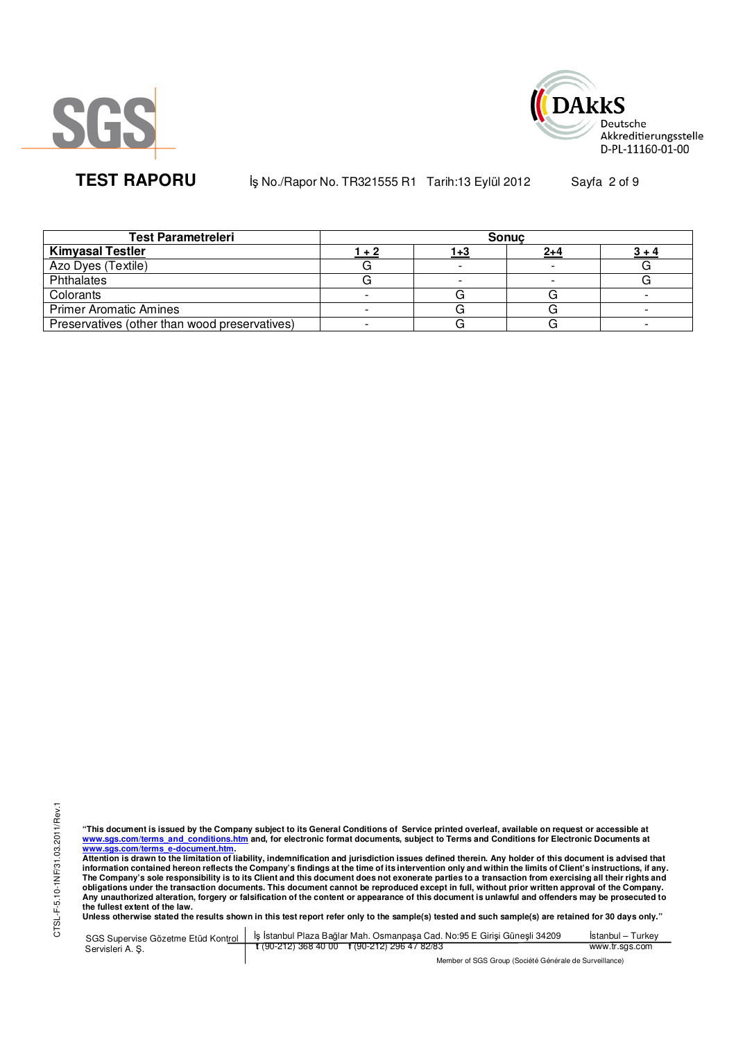**TEST RAPORU** İş No./Rapor No. TR321555 R1 Tarih:13 Eylül 2012

| Test Parametreleri | Sonuç | | | |
|---|---|---|---|---|
| **Kimyasal Testler** | 1 + 2 | 1+3 | 2+4 | 3 + 4 |
| Azo Dyes (Textile) | G | - | - | G |
| Phthalates | G | - | - | G |
| Colorants | - | G | G | - |
| Primer Aromatic Amines | - | G | G | - |
| Preservatives (other than wood preservatives) | - | G | G | - |

**"This document is issued by the Company subject to its General Conditions of Service printed overleaf, available on request or accessible at www.sgs.com/terms_and_conditions.htm and, for electronic format documents, subject to Terms and Conditions for Electronic Documents at www.sgs.com/terms_e-document.htm.**
**Attention is drawn to the limitation of liability, indemnification and jurisdiction issues defined therein. Any holder of this document is advised that information contained hereon reflects the Company's findings at the time of its intervention only and within the limits of Client's instructions, if any. The Company's sole responsibility is to its Client and this document does not exonerate parties to a transaction from exercising all their rights and obligations under the transaction documents. This document cannot be reproduced except in full, without prior written approval of the Company. Any unauthorized alteration, forgery or falsification of the content or appearance of this document is unlawful and offenders may be prosecuted to the fullest extent of the law.**
**Unless otherwise stated the results shown in this test report refer only to the sample(s) tested and such sample(s) are retained for 30 days only."**

SGS Supervise Gözetme Etüd Kontrol Servisleri A. Ş. | İş İstanbul Plaza Bağlar Mah. Osmanpaşa Cad. No:95 E Girişi Güneşli 34209 | t (90-212) 368 40 00 f (90-212) 296 47 82/83 | İstanbul – Turkey | www.tr.sgs.com

Member of SGS Group (Société Générale de Surveillance)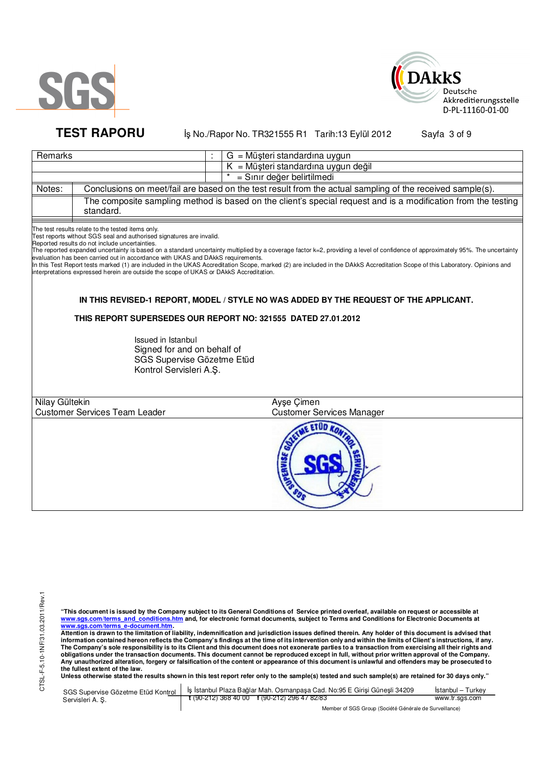**TEST RAPORU** İş No./Rapor No. TR321555 R1 Tarih:13 Eylül 2012

| Remarks | : | G = Müşteri standardına uygun |
|---|---|---|
| | | K = Müşteri standardına uygun değil |
| | | * = Sınır değer belirtilmedi |

| Notes: | Conclusions on meet/fail are based on the test result from the actual sampling of the received sample(s). |
|---|---|
| | The composite sampling method is based on the client's special request and is a modification from the testing standard. |

The test results relate to the tested items only.
Test reports without SGS seal and authorised signatures are invalid.
Reported results do not include uncertainties.
The reported expanded uncertainty is based on a standard uncertainty multiplied by a coverage factor k=2, providing a level of confidence of approximately 95%. The uncertainty evaluation has been carried out in accordance with UKAS and DAkkS requirements.
In this Test Report tests marked (1) are included in the UKAS Accreditation Scope, marked (2) are included in the DAkkS Accreditation Scope of this Laboratory. Opinions and interpretations expressed herein are outside the scope of UKAS or DAkkS Accreditation.

**IN THIS REVISED-1 REPORT, MODEL / STYLE NO WAS ADDED BY THE REQUEST OF THE APPLICANT.**

**THIS REPORT SUPERSEDES OUR REPORT NO: 321555 DATED 27.01.2012**

Issued in Istanbul
Signed for and on behalf of
SGS Supervise Gözetme Etüd
Kontrol Servisleri A.Ş.

| Nilay Gültekin | Ayşe Çimen |
|---|---|
| Customer Services Team Leader | Customer Services Manager |

**"This document is issued by the Company subject to its General Conditions of Service printed overleaf, available on request or accessible at www.sgs.com/terms_and_conditions.htm and, for electronic format documents, subject to Terms and Conditions for Electronic Documents at www.sgs.com/terms_e-document.htm.**
**Attention is drawn to the limitation of liability, indemnification and jurisdiction issues defined therein. Any holder of this document is advised that information contained hereon reflects the Company's findings at the time of its intervention only and within the limits of Client's instructions, if any. The Company's sole responsibility is to its Client and this document does not exonerate parties to a transaction from exercising all their rights and obligations under the transaction documents. This document cannot be reproduced except in full, without prior written approval of the Company. Any unauthorized alteration, forgery or falsification of the content or appearance of this document is unlawful and offenders may be prosecuted to the fullest extent of the law.**
**Unless otherwise stated the results shown in this test report refer only to the sample(s) tested and such sample(s) are retained for 30 days only."**

SGS Supervise Gözetme Etüd Kontrol Servisleri A. Ş. | İş İstanbul Plaza Bağlar Mah. Osmanpaşa Cad. No:95 E Girişi Güneşli 34209 t (90-212) 368 40 00 f (90-212) 296 47 82/83 | İstanbul – Turkey www.tr.sgs.com

Member of SGS Group (Société Générale de Surveillance)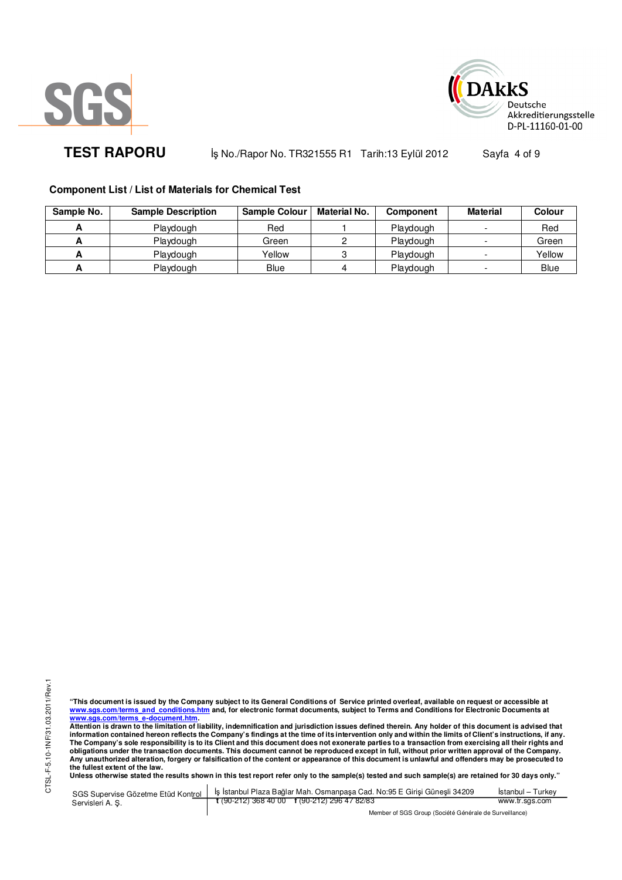**TEST RAPORU** İş No./Rapor No. TR321555 R1 Tarih:13 Eylül 2012

## Component List / List of Materials for Chemical Test

| Sample No. | Sample Description | Sample Colour | Material No. | Component | Material | Colour |
|---|---|---|---|---|---|---|
| **A** | Playdough | Red | 1 | Playdough | - | Red |
| **A** | Playdough | Green | 2 | Playdough | - | Green |
| **A** | Playdough | Yellow | 3 | Playdough | - | Yellow |
| **A** | Playdough | Blue | 4 | Playdough | - | Blue |

**"This document is issued by the Company subject to its General Conditions of Service printed overleaf, available on request or accessible at www.sgs.com/terms_and_conditions.htm and, for electronic format documents, subject to Terms and Conditions for Electronic Documents at www.sgs.com/terms_e-document.htm.**
**Attention is drawn to the limitation of liability, indemnification and jurisdiction issues defined therein. Any holder of this document is advised that information contained hereon reflects the Company's findings at the time of its intervention only and within the limits of Client's instructions, if any. The Company's sole responsibility is to its Client and this document does not exonerate parties to a transaction from exercising all their rights and obligations under the transaction documents. This document cannot be reproduced except in full, without prior written approval of the Company. Any unauthorized alteration, forgery or falsification of the content or appearance of this document is unlawful and offenders may be prosecuted to the fullest extent of the law.**
**Unless otherwise stated the results shown in this test report refer only to the sample(s) tested and such sample(s) are retained for 30 days only."**

SGS Supervise Gözetme Etüd Kontrol Servisleri A. Ş. | İş İstanbul Plaza Bağlar Mah. Osmanpaşa Cad. No:95 E Girişi Güneşli 34209 t (90-212) 368 40 00 f (90-212) 296 47 82/83 | İstanbul – Turkey www.tr.sgs.com

Member of SGS Group (Société Générale de Surveillance)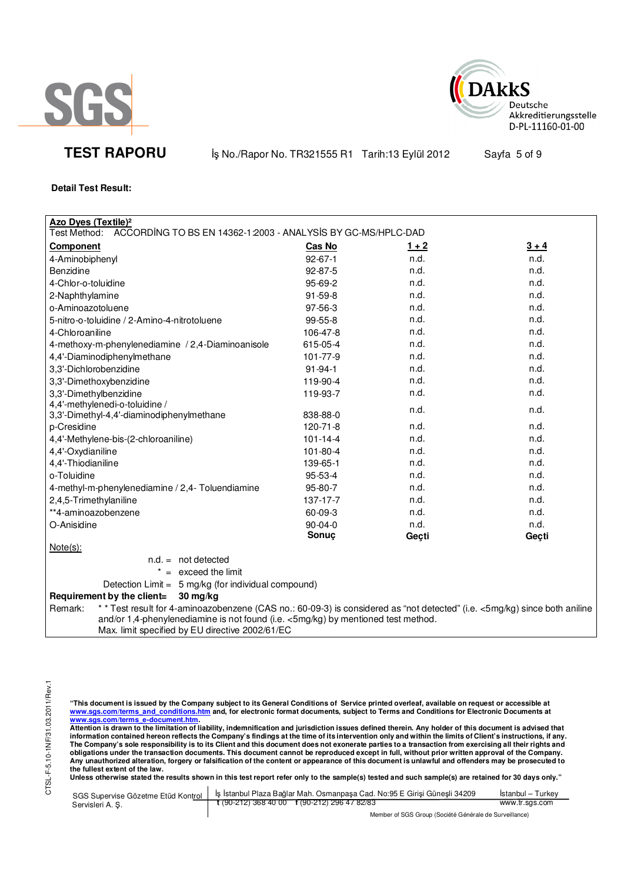**TEST RAPORU** İş No./Rapor No. TR321555 R1 Tarih:13 Eylül 2012

**Detail Test Result:**

**Azo Dyes (Textile)²**

Test Method: ACCORDİNG TO BS EN 14362-1:2003 - ANALYSİS BY GC-MS/HPLC-DAD

| **Component** | **Cas No** | **1 + 2** | **3 + 4** |
|---|---|---|---|
| 4-Aminobiphenyl | 92-67-1 | n.d. | n.d. |
| Benzidine | 92-87-5 | n.d. | n.d. |
| 4-Chlor-o-toluidine | 95-69-2 | n.d. | n.d. |
| 2-Naphthylamine | 91-59-8 | n.d. | n.d. |
| o-Aminoazotoluene | 97-56-3 | n.d. | n.d. |
| 5-nitro-o-toluidine / 2-Amino-4-nitrotoluene | 99-55-8 | n.d. | n.d. |
| 4-Chloroaniline | 106-47-8 | n.d. | n.d. |
| 4-methoxy-m-phenylenediamine / 2,4-Diaminoanisole | 615-05-4 | n.d. | n.d. |
| 4,4'-Diaminodiphenylmethane | 101-77-9 | n.d. | n.d. |
| 3,3'-Dichlorobenzidine | 91-94-1 | n.d. | n.d. |
| 3,3'-Dimethoxybenzidine | 119-90-4 | n.d. | n.d. |
| 3,3'-Dimethylbenzidine | 119-93-7 | n.d. | n.d. |
| 4,4'-methylenedi-o-toluidine / 3,3'-Dimethyl-4,4'-diaminodiphenylmethane | 838-88-0 | n.d. | n.d. |
| p-Cresidine | 120-71-8 | n.d. | n.d. |
| 4,4'-Methylene-bis-(2-chloroaniline) | 101-14-4 | n.d. | n.d. |
| 4,4'-Oxydianiline | 101-80-4 | n.d. | n.d. |
| 4,4'-Thiodianiline | 139-65-1 | n.d. | n.d. |
| o-Toluidine | 95-53-4 | n.d. | n.d. |
| 4-methyl-m-phenylenediamine / 2,4- Toluendiamine | 95-80-7 | n.d. | n.d. |
| 2,4,5-Trimethylaniline | 137-17-7 | n.d. | n.d. |
| **4-aminoazobenzene | 60-09-3 | n.d. | n.d. |
| O-Anisidine | 90-04-0 | n.d. | n.d. |
| | **Sonuç** | **Geçti** | **Geçti** |

Note(s):

n.d. = not detected

\* = exceed the limit

Detection Limit = 5 mg/kg (for individual compound)

**Requirement by the client= 30 mg/kg**

Remark: * * Test result for 4-aminoazobenzene (CAS no.: 60-09-3) is considered as "not detected" (i.e. <5mg/kg) since both aniline and/or 1,4-phenylenediamine is not found (i.e. <5mg/kg) by mentioned test method.

Max. limit specified by EU directive 2002/61/EC

"This document is issued by the Company subject to its General Conditions of Service printed overleaf, available on request or accessible at www.sgs.com/terms_and_conditions.htm and, for electronic format documents, subject to Terms and Conditions for Electronic Documents at www.sgs.com/terms_e-document.htm.
Attention is drawn to the limitation of liability, indemnification and jurisdiction issues defined therein. Any holder of this document is advised that information contained hereon reflects the Company's findings at the time of its intervention only and within the limits of Client's instructions, if any. The Company's sole responsibility is to its Client and this document does not exonerate parties to a transaction from exercising all their rights and obligations under the transaction documents. This document cannot be reproduced except in full, without prior written approval of the Company. Any unauthorized alteration, forgery or falsification of the content or appearance of this document is unlawful and offenders may be prosecuted to the fullest extent of the law.
Unless otherwise stated the results shown in this test report refer only to the sample(s) tested and such sample(s) are retained for 30 days only."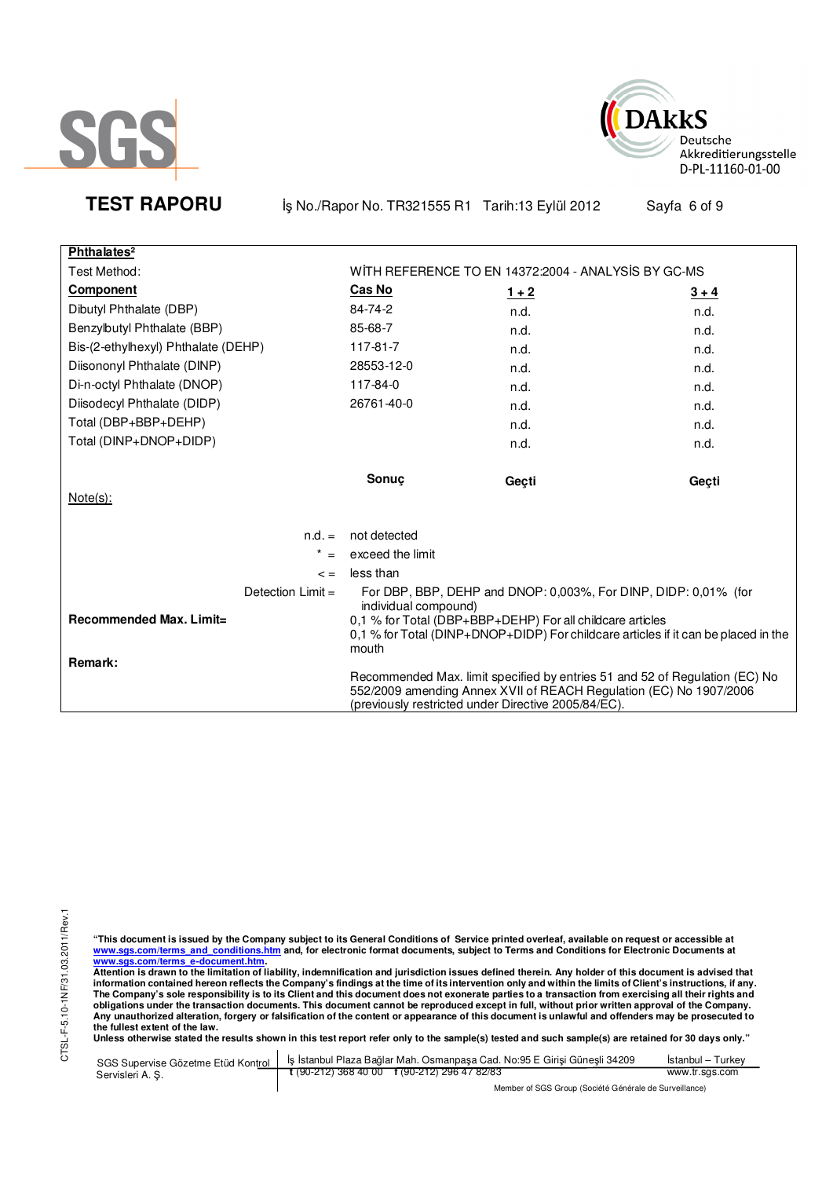**TEST RAPORU** İş No./Rapor No. TR321555 R1 Tarih:13 Eylül 2012

**Phthalates²**

Test Method: WİTH REFERENCE TO EN 14372:2004 - ANALYSİS BY GC-MS

| Component | Cas No | 1 + 2 | 3 + 4 |
|---|---|---|---|
| Dibutyl Phthalate (DBP) | 84-74-2 | n.d. | n.d. |
| Benzylbutyl Phthalate (BBP) | 85-68-7 | n.d. | n.d. |
| Bis-(2-ethylhexyl) Phthalate (DEHP) | 117-81-7 | n.d. | n.d. |
| Diisononyl Phthalate (DINP) | 28553-12-0 | n.d. | n.d. |
| Di-n-octyl Phthalate (DNOP) | 117-84-0 | n.d. | n.d. |
| Diisodecyl Phthalate (DIDP) | 26761-40-0 | n.d. | n.d. |
| Total (DBP+BBP+DEHP) | | n.d. | n.d. |
| Total (DINP+DNOP+DIDP) | | n.d. | n.d. |
| | **Sonuç** | **Geçti** | **Geçti** |

Note(s):

n.d. = not detected

* = exceed the limit

< = less than

Detection Limit = For DBP, BBP, DEHP and DNOP: 0,003%, For DINP, DIDP: 0,01% (for individual compound)

**Recommended Max. Limit=**
0,1 % for Total (DBP+BBP+DEHP) For all childcare articles
0,1 % for Total (DINP+DNOP+DIDP) For childcare articles if it can be placed in the mouth

**Remark:**

Recommended Max. limit specified by entries 51 and 52 of Regulation (EC) No 552/2009 amending Annex XVII of REACH Regulation (EC) No 1907/2006 (previously restricted under Directive 2005/84/EC).

**"This document is issued by the Company subject to its General Conditions of Service printed overleaf, available on request or accessible at www.sgs.com/terms_and_conditions.htm and, for electronic format documents, subject to Terms and Conditions for Electronic Documents at www.sgs.com/terms_e-document.htm.**
**Attention is drawn to the limitation of liability, indemnification and jurisdiction issues defined therein. Any holder of this document is advised that information contained hereon reflects the Company's findings at the time of its intervention only and within the limits of Client's instructions, if any. The Company's sole responsibility is to its Client and this document does not exonerate parties to a transaction from exercising all their rights and obligations under the transaction documents. This document cannot be reproduced except in full, without prior written approval of the Company. Any unauthorized alteration, forgery or falsification of the content or appearance of this document is unlawful and offenders may be prosecuted to the fullest extent of the law.**
**Unless otherwise stated the results shown in this test report refer only to the sample(s) tested and such sample(s) are retained for 30 days only."**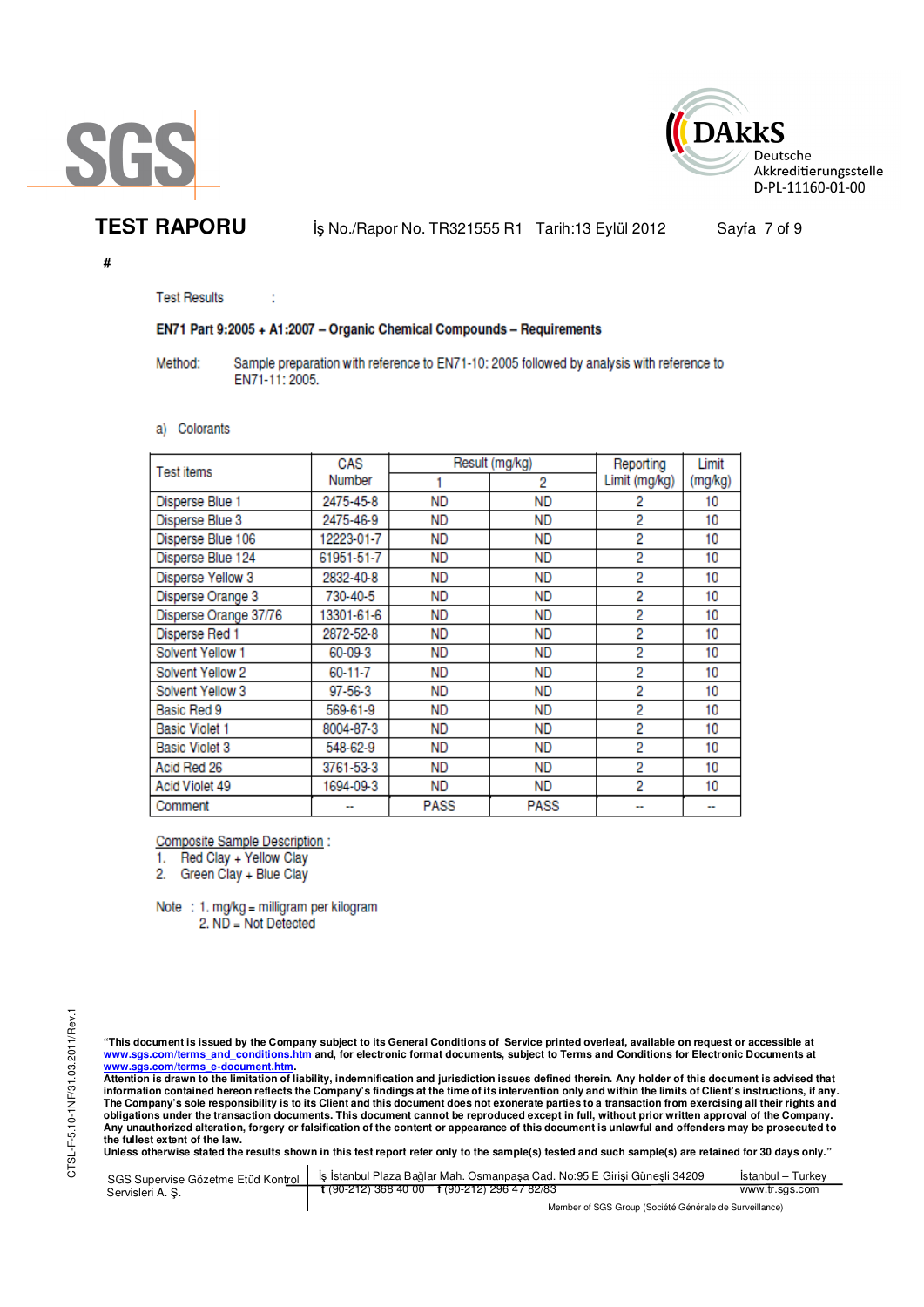**TEST RAPORU** İş No./Rapor No. TR321555 R1 Tarih:13 Eylül 2012

#

Test Results :

**EN71 Part 9:2005 + A1:2007 – Organic Chemical Compounds – Requirements**

Method: Sample preparation with reference to EN71-10: 2005 followed by analysis with reference to EN71-11: 2005.

a) Colorants

| Test items | CAS Number | Result (mg/kg) | | Reporting Limit (mg/kg) | Limit (mg/kg) |
|---|---|---|---|---|---|
| | | 1 | 2 | | |
| Disperse Blue 1 | 2475-45-8 | ND | ND | 2 | 10 |
| Disperse Blue 3 | 2475-46-9 | ND | ND | 2 | 10 |
| Disperse Blue 106 | 12223-01-7 | ND | ND | 2 | 10 |
| Disperse Blue 124 | 61951-51-7 | ND | ND | 2 | 10 |
| Disperse Yellow 3 | 2832-40-8 | ND | ND | 2 | 10 |
| Disperse Orange 3 | 730-40-5 | ND | ND | 2 | 10 |
| Disperse Orange 37/76 | 13301-61-6 | ND | ND | 2 | 10 |
| Disperse Red 1 | 2872-52-8 | ND | ND | 2 | 10 |
| Solvent Yellow 1 | 60-09-3 | ND | ND | 2 | 10 |
| Solvent Yellow 2 | 60-11-7 | ND | ND | 2 | 10 |
| Solvent Yellow 3 | 97-56-3 | ND | ND | 2 | 10 |
| Basic Red 9 | 569-61-9 | ND | ND | 2 | 10 |
| Basic Violet 1 | 8004-87-3 | ND | ND | 2 | 10 |
| Basic Violet 3 | 548-62-9 | ND | ND | 2 | 10 |
| Acid Red 26 | 3761-53-3 | ND | ND | 2 | 10 |
| Acid Violet 49 | 1694-09-3 | ND | ND | 2 | 10 |
| Comment | -- | PASS | PASS | -- | -- |

Composite Sample Description :

1. Red Clay + Yellow Clay
2. Green Clay + Blue Clay

Note : 1. mg/kg = milligram per kilogram
2. ND = Not Detected

**"This document is issued by the Company subject to its General Conditions of Service printed overleaf, available on request or accessible at www.sgs.com/terms_and_conditions.htm and, for electronic format documents, subject to Terms and Conditions for Electronic Documents at www.sgs.com/terms_e-document.htm.**
**Attention is drawn to the limitation of liability, indemnification and jurisdiction issues defined therein. Any holder of this document is advised that information contained hereon reflects the Company's findings at the time of its intervention only and within the limits of Client's instructions, if any. The Company's sole responsibility is to its Client and this document does not exonerate parties to a transaction from exercising all their rights and obligations under the transaction documents. This document cannot be reproduced except in full, without prior written approval of the Company. Any unauthorized alteration, forgery or falsification of the content or appearance of this document is unlawful and offenders may be prosecuted to the fullest extent of the law.**
**Unless otherwise stated the results shown in this test report refer only to the sample(s) tested and such sample(s) are retained for 30 days only."**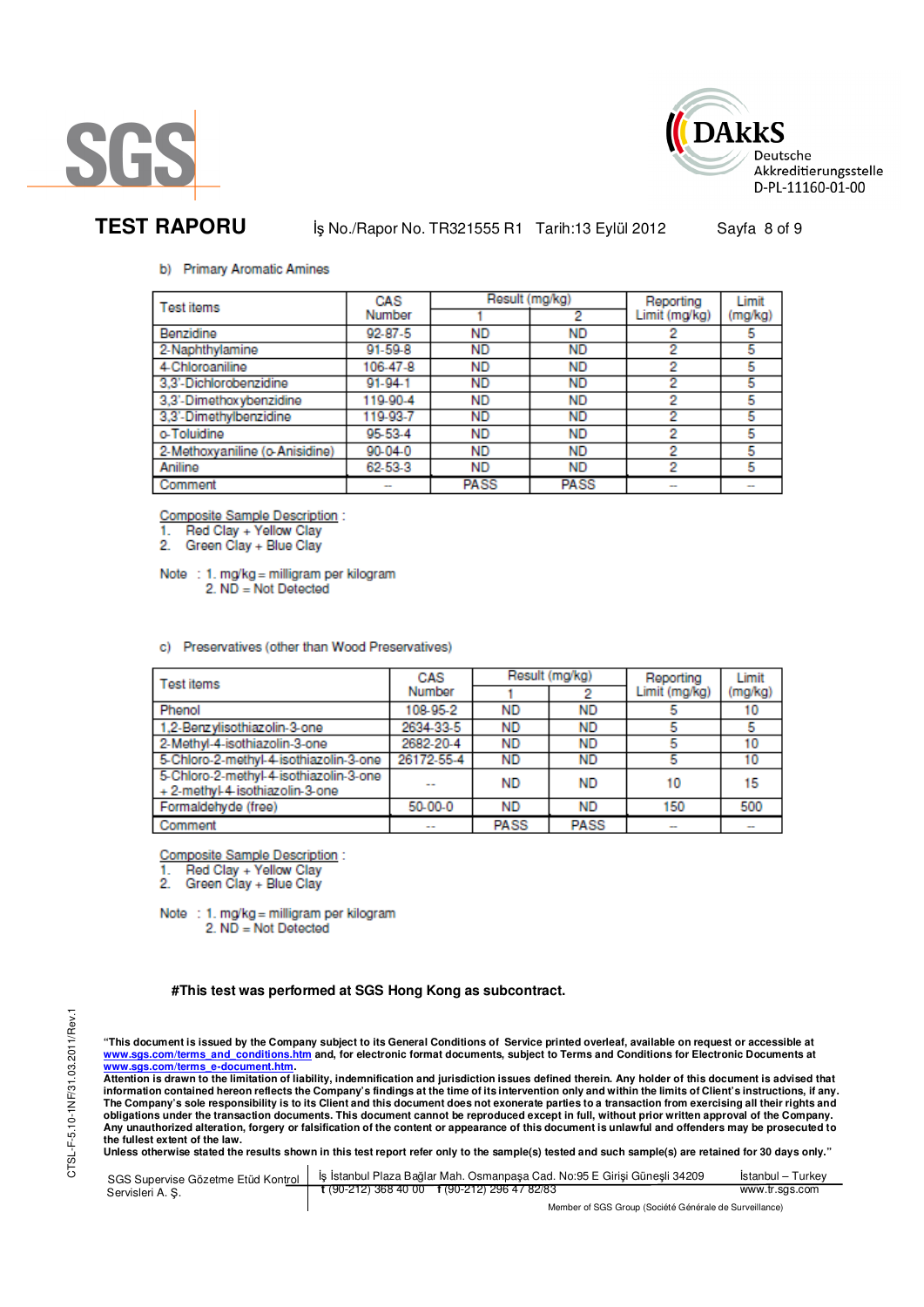**TEST RAPORU** İş No./Rapor No. TR321555 R1 Tarih:13 Eylül 2012

b) Primary Aromatic Amines

| Test items | CAS Number | Result (mg/kg) | | Reporting Limit (mg/kg) | Limit (mg/kg) |
|---|---|---|---|---|---|
| | | 1 | 2 | | |
| Benzidine | 92-87-5 | ND | ND | 2 | 5 |
| 2-Naphthylamine | 91-59-8 | ND | ND | 2 | 5 |
| 4-Chloroaniline | 106-47-8 | ND | ND | 2 | 5 |
| 3,3'-Dichlorobenzidine | 91-94-1 | ND | ND | 2 | 5 |
| 3,3'-Dimethoxybenzidine | 119-90-4 | ND | ND | 2 | 5 |
| 3,3'-Dimethylbenzidine | 119-93-7 | ND | ND | 2 | 5 |
| o-Toluidine | 95-53-4 | ND | ND | 2 | 5 |
| 2-Methoxyaniline (o-Anisidine) | 90-04-0 | ND | ND | 2 | 5 |
| Aniline | 62-53-3 | ND | ND | 2 | 5 |
| Comment | -- | PASS | PASS | -- | -- |

Composite Sample Description :
1. Red Clay + Yellow Clay
2. Green Clay + Blue Clay

Note : 1. mg/kg = milligram per kilogram
2. ND = Not Detected

c) Preservatives (other than Wood Preservatives)

| Test items | CAS Number | Result (mg/kg) | | Reporting Limit (mg/kg) | Limit (mg/kg) |
|---|---|---|---|---|---|
| | | 1 | 2 | | |
| Phenol | 108-95-2 | ND | ND | 5 | 10 |
| 1,2-Benzylisothiazolin-3-one | 2634-33-5 | ND | ND | 5 | 5 |
| 2-Methyl-4-isothiazolin-3-one | 2682-20-4 | ND | ND | 5 | 10 |
| 5-Chloro-2-methyl-4-isothiazolin-3-one | 26172-55-4 | ND | ND | 5 | 10 |
| 5-Chloro-2-methyl-4-isothiazolin-3-one + 2-methyl-4-isothiazolin-3-one | -- | ND | ND | 10 | 15 |
| Formaldehyde (free) | 50-00-0 | ND | ND | 150 | 500 |
| Comment | -- | PASS | PASS | -- | -- |

Composite Sample Description :
1. Red Clay + Yellow Clay
2. Green Clay + Blue Clay

Note : 1. mg/kg = milligram per kilogram
2. ND = Not Detected

**#This test was performed at SGS Hong Kong as subcontract.**

**"This document is issued by the Company subject to its General Conditions of Service printed overleaf, available on request or accessible at www.sgs.com/terms_and_conditions.htm and, for electronic format documents, subject to Terms and Conditions for Electronic Documents at www.sgs.com/terms_e-document.htm.**
**Attention is drawn to the limitation of liability, indemnification and jurisdiction issues defined therein. Any holder of this document is advised that information contained hereon reflects the Company's findings at the time of its intervention only and within the limits of Client's instructions, if any. The Company's sole responsibility is to its Client and this document does not exonerate parties to a transaction from exercising all their rights and obligations under the transaction documents. This document cannot be reproduced except in full, without prior written approval of the Company. Any unauthorized alteration, forgery or falsification of the content or appearance of this document is unlawful and offenders may be prosecuted to the fullest extent of the law.**
**Unless otherwise stated the results shown in this test report refer only to the sample(s) tested and such sample(s) are retained for 30 days only."**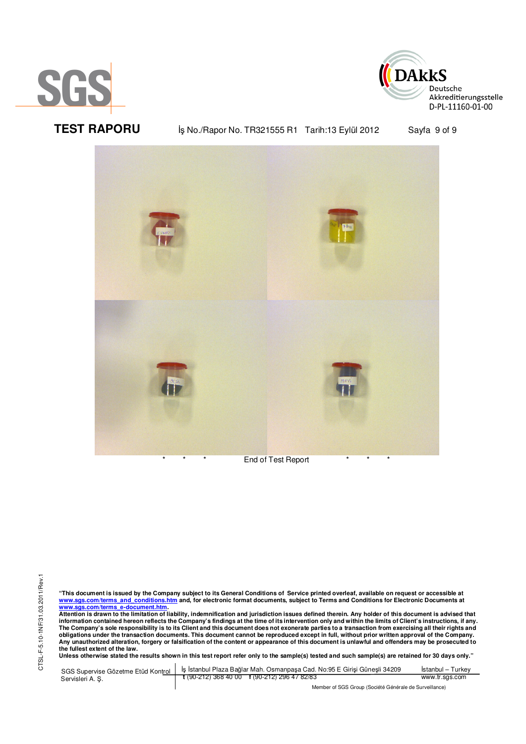\*        \*        \*        End of Test Report        \*        \*        \*

**"This document is issued by the Company subject to its General Conditions of Service printed overleaf, available on request or accessible at www.sgs.com/terms_and_conditions.htm and, for electronic format documents, subject to Terms and Conditions for Electronic Documents at www.sgs.com/terms_e-document.htm.**
**Attention is drawn to the limitation of liability, indemnification and jurisdiction issues defined therein. Any holder of this document is advised that information contained hereon reflects the Company's findings at the time of its intervention only and within the limits of Client's instructions, if any. The Company's sole responsibility is to its Client and this document does not exonerate parties to a transaction from exercising all their rights and obligations under the transaction documents. This document cannot be reproduced except in full, without prior written approval of the Company. Any unauthorized alteration, forgery or falsification of the content or appearance of this document is unlawful and offenders may be prosecuted to the fullest extent of the law.**
**Unless otherwise stated the results shown in this test report refer only to the sample(s) tested and such sample(s) are retained for 30 days only."**

SGS Supervise Gözetme Etüd Kontrol Servisleri A. Ş. | İş İstanbul Plaza Bağlar Mah. Osmanpaşa Cad. No:95 E Girişi Güneşli 34209 | İstanbul – Turkey
t (90-212) 368 40 00    f (90-212) 296 47 82/83 | www.tr.sgs.com

Member of SGS Group (Société Générale de Surveillance)